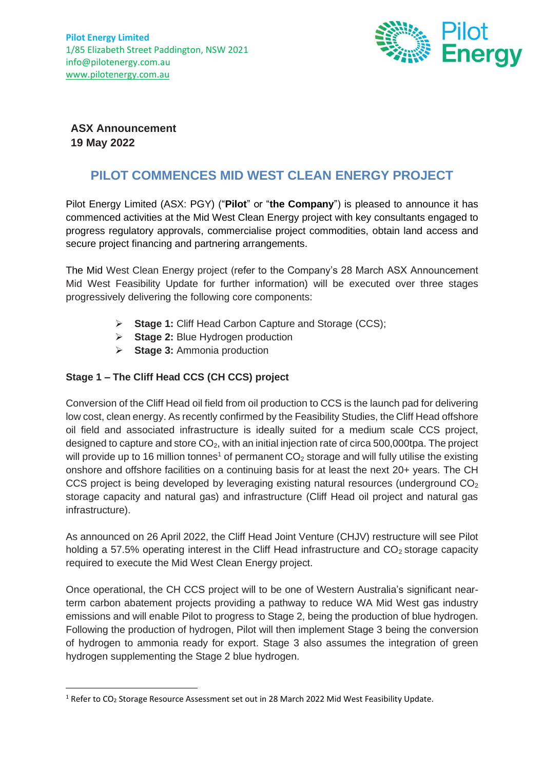**Pilot Energy Limited**
1/85 Elizabeth Street Paddington, NSW 2021
info@pilotenergy.com.au
www.pilotenergy.com.au

**ASX Announcement**
**19 May 2022**

# PILOT COMMENCES MID WEST CLEAN ENERGY PROJECT

Pilot Energy Limited (ASX: PGY) ("**Pilot**" or "**the Company**") is pleased to announce it has commenced activities at the Mid West Clean Energy project with key consultants engaged to progress regulatory approvals, commercialise project commodities, obtain land access and secure project financing and partnering arrangements.

The Mid West Clean Energy project (refer to the Company's 28 March ASX Announcement Mid West Feasibility Update for further information) will be executed over three stages progressively delivering the following core components:

- **Stage 1:** Cliff Head Carbon Capture and Storage (CCS);
- **Stage 2:** Blue Hydrogen production
- **Stage 3:** Ammonia production

**Stage 1 – The Cliff Head CCS (CH CCS) project**

Conversion of the Cliff Head oil field from oil production to CCS is the launch pad for delivering low cost, clean energy. As recently confirmed by the Feasibility Studies, the Cliff Head offshore oil field and associated infrastructure is ideally suited for a medium scale CCS project, designed to capture and store $CO_2$, with an initial injection rate of circa 500,000tpa. The project will provide up to 16 million tonnes[1] of permanent $CO_2$ storage and will fully utilise the existing onshore and offshore facilities on a continuing basis for at least the next 20+ years. The CH CCS project is being developed by leveraging existing natural resources (underground $CO_2$ storage capacity and natural gas) and infrastructure (Cliff Head oil project and natural gas infrastructure).

As announced on 26 April 2022, the Cliff Head Joint Venture (CHJV) restructure will see Pilot holding a 57.5% operating interest in the Cliff Head infrastructure and $CO_2$ storage capacity required to execute the Mid West Clean Energy project.

Once operational, the CH CCS project will to be one of Western Australia's significant near-term carbon abatement projects providing a pathway to reduce WA Mid West gas industry emissions and will enable Pilot to progress to Stage 2, being the production of blue hydrogen. Following the production of hydrogen, Pilot will then implement Stage 3 being the conversion of hydrogen to ammonia ready for export. Stage 3 also assumes the integration of green hydrogen supplementing the Stage 2 blue hydrogen.

[1] Refer to $CO_2$ Storage Resource Assessment set out in 28 March 2022 Mid West Feasibility Update.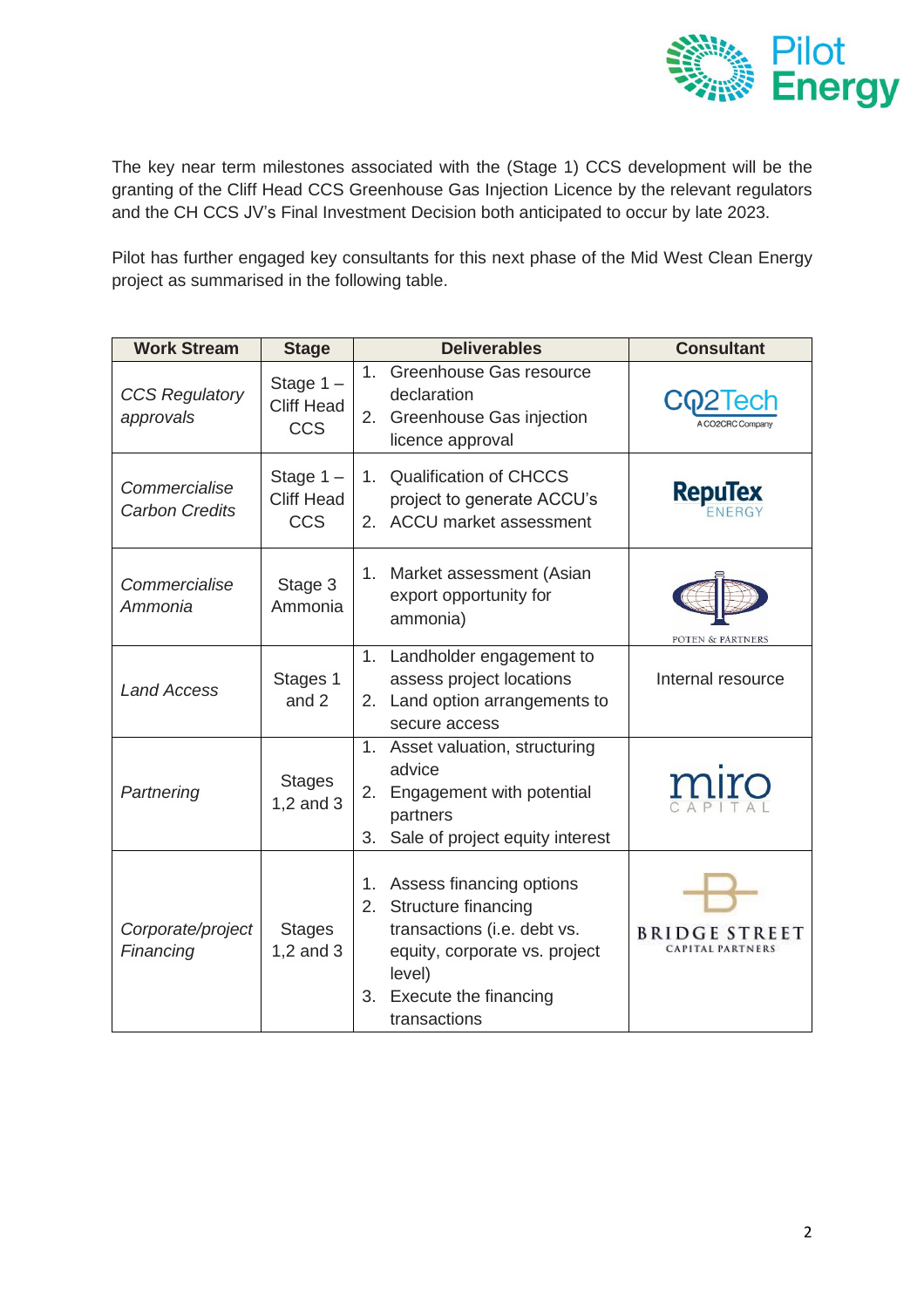The key near term milestones associated with the (Stage 1) CCS development will be the granting of the Cliff Head CCS Greenhouse Gas Injection Licence by the relevant regulators and the CH CCS JV's Final Investment Decision both anticipated to occur by late 2023.

Pilot has further engaged key consultants for this next phase of the Mid West Clean Energy project as summarised in the following table.

| Work Stream | Stage | Deliverables | Consultant |
|---|---|---|---|
| *CCS Regulatory approvals* | Stage 1 – Cliff Head CCS | 1. Greenhouse Gas resource declaration<br>2. Greenhouse Gas injection licence approval | CO2Tech (A CO2CRC Company) |
| *Commercialise Carbon Credits* | Stage 1 – Cliff Head CCS | 1. Qualification of CHCCS project to generate ACCU's<br>2. ACCU market assessment | RepuTex Energy |
| *Commercialise Ammonia* | Stage 3 Ammonia | 1. Market assessment (Asian export opportunity for ammonia) | Poten & Partners |
| *Land Access* | Stages 1 and 2 | 1. Landholder engagement to assess project locations<br>2. Land option arrangements to secure access | Internal resource |
| *Partnering* | Stages 1,2 and 3 | 1. Asset valuation, structuring advice<br>2. Engagement with potential partners<br>3. Sale of project equity interest | Miro Capital |
| *Corporate/project Financing* | Stages 1,2 and 3 | 1. Assess financing options<br>2. Structure financing transactions (i.e. debt vs. equity, corporate vs. project level)<br>3. Execute the financing transactions | Bridge Street Capital Partners |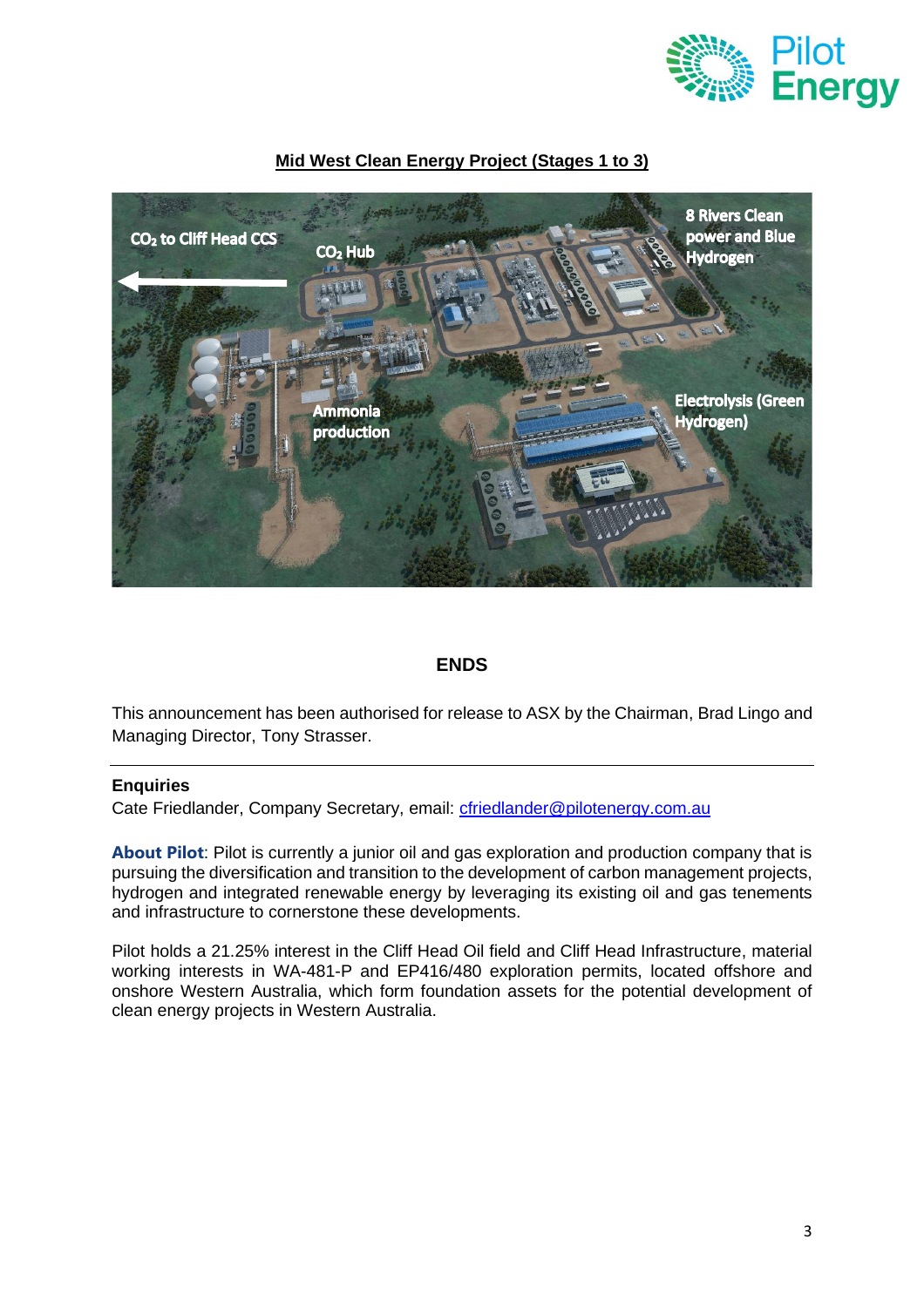**Mid West Clean Energy Project (Stages 1 to 3)**

$CO_2$ to Cliff Head CCS

$CO_2$ Hub

8 Rivers Clean power and Blue Hydrogen

Ammonia production

Electrolysis (Green Hydrogen)

**ENDS**

This announcement has been authorised for release to ASX by the Chairman, Brad Lingo and Managing Director, Tony Strasser.

---

**Enquiries**

Cate Friedlander, Company Secretary, email: cfriedlander@pilotenergy.com.au

**About Pilot**: Pilot is currently a junior oil and gas exploration and production company that is pursuing the diversification and transition to the development of carbon management projects, hydrogen and integrated renewable energy by leveraging its existing oil and gas tenements and infrastructure to cornerstone these developments.

Pilot holds a 21.25% interest in the Cliff Head Oil field and Cliff Head Infrastructure, material working interests in WA-481-P and EP416/480 exploration permits, located offshore and onshore Western Australia, which form foundation assets for the potential development of clean energy projects in Western Australia.